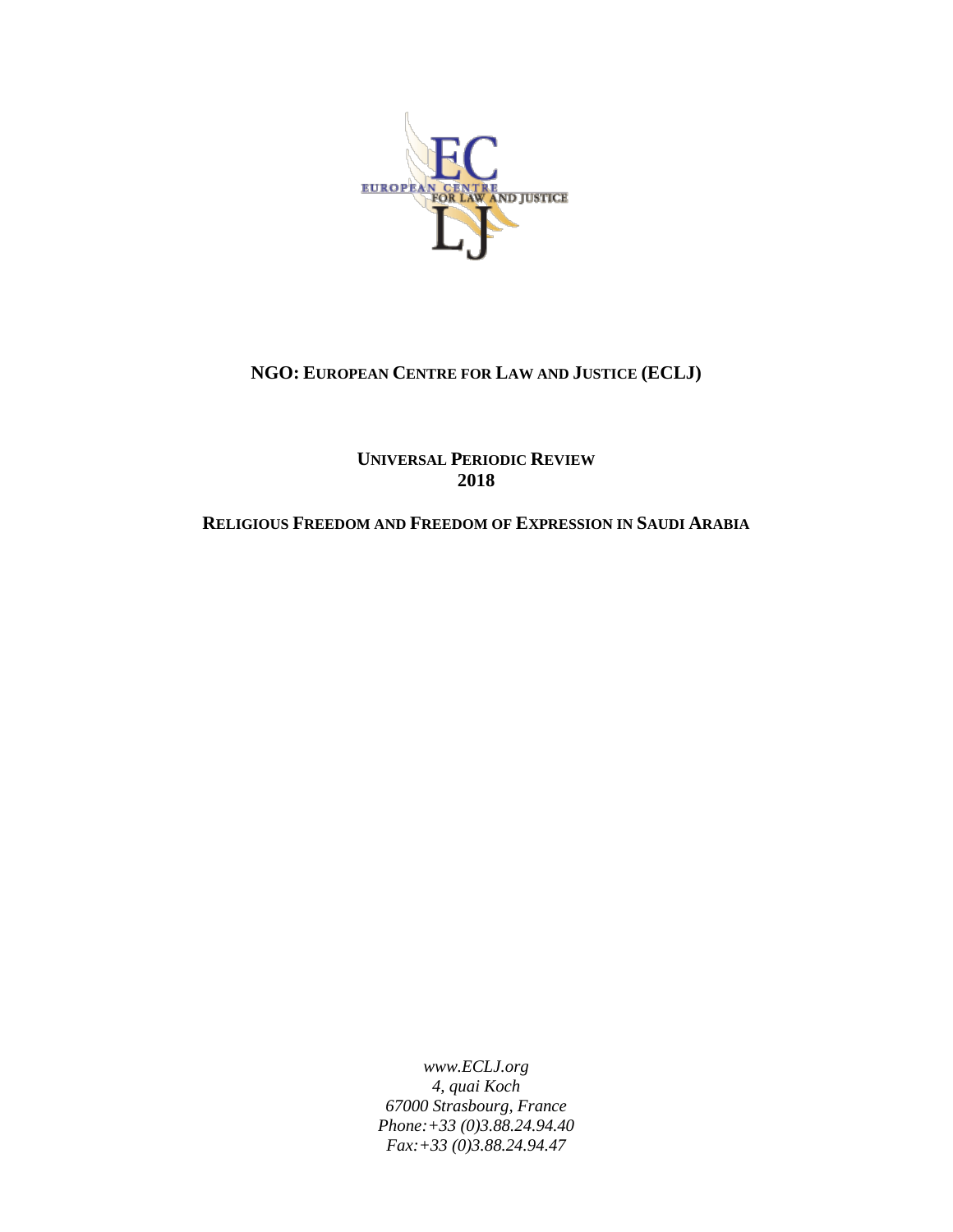EUROPEAN CENTRE FOR LAW AND JUSTICE

**NGO: EUROPEAN CENTRE FOR LAW AND JUSTICE (ECLJ)**

**UNIVERSAL PERIODIC REVIEW**
**2018**

**RELIGIOUS FREEDOM AND FREEDOM OF EXPRESSION IN SAUDI ARABIA**

*www.ECLJ.org*
*4, quai Koch*
*67000 Strasbourg, France*
*Phone:+33 (0)3.88.24.94.40*
*Fax:+33 (0)3.88.24.94.47*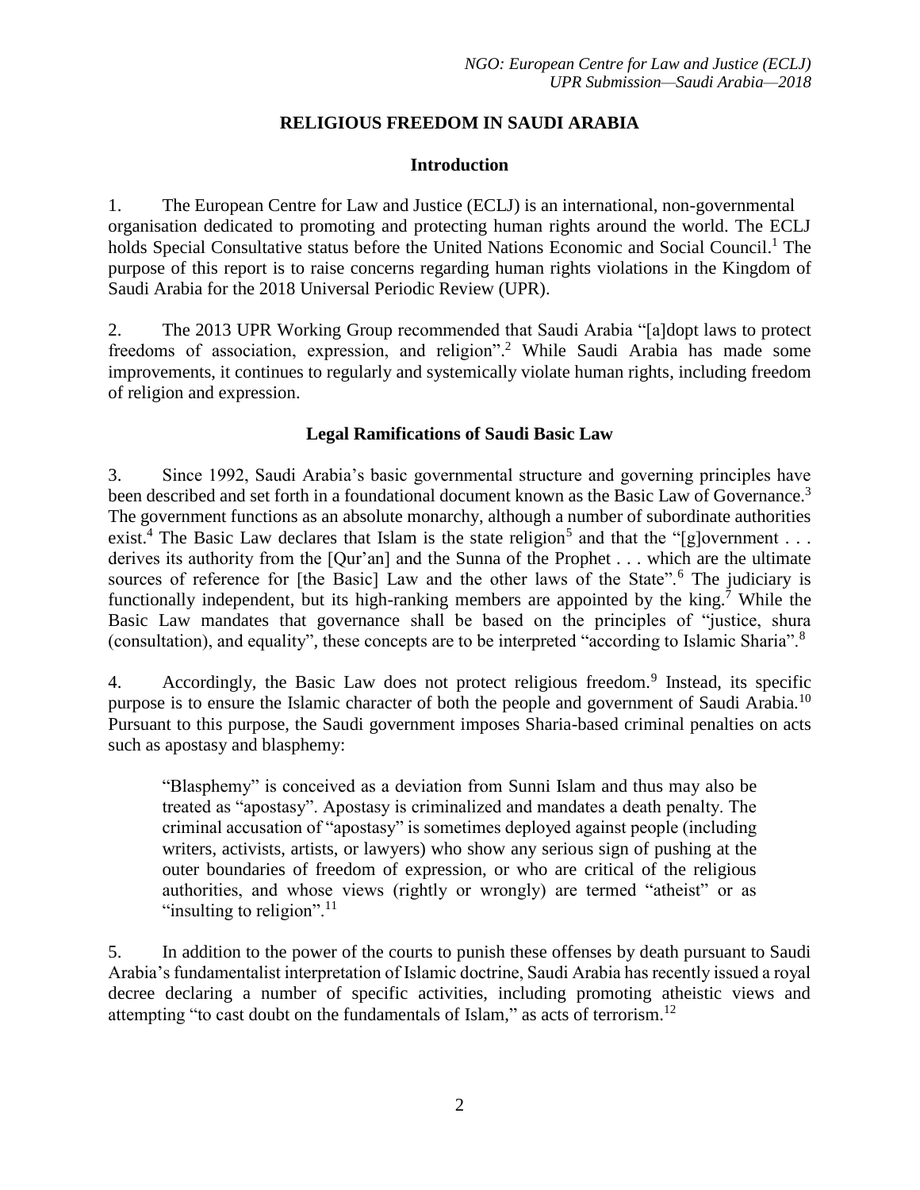## RELIGIOUS FREEDOM IN SAUDI ARABIA

### Introduction

1. The European Centre for Law and Justice (ECLJ) is an international, non-governmental organisation dedicated to promoting and protecting human rights around the world. The ECLJ holds Special Consultative status before the United Nations Economic and Social Council.[1] The purpose of this report is to raise concerns regarding human rights violations in the Kingdom of Saudi Arabia for the 2018 Universal Periodic Review (UPR).

2. The 2013 UPR Working Group recommended that Saudi Arabia "[a]dopt laws to protect freedoms of association, expression, and religion".[2] While Saudi Arabia has made some improvements, it continues to regularly and systemically violate human rights, including freedom of religion and expression.

### Legal Ramifications of Saudi Basic Law

3. Since 1992, Saudi Arabia's basic governmental structure and governing principles have been described and set forth in a foundational document known as the Basic Law of Governance.[3] The government functions as an absolute monarchy, although a number of subordinate authorities exist.[4] The Basic Law declares that Islam is the state religion[5] and that the "[g]overnment . . . derives its authority from the [Qur'an] and the Sunna of the Prophet . . . which are the ultimate sources of reference for [the Basic] Law and the other laws of the State".[6] The judiciary is functionally independent, but its high-ranking members are appointed by the king.[7] While the Basic Law mandates that governance shall be based on the principles of "justice, shura (consultation), and equality", these concepts are to be interpreted "according to Islamic Sharia".[8]

4. Accordingly, the Basic Law does not protect religious freedom.[9] Instead, its specific purpose is to ensure the Islamic character of both the people and government of Saudi Arabia.[10] Pursuant to this purpose, the Saudi government imposes Sharia-based criminal penalties on acts such as apostasy and blasphemy:

> "Blasphemy" is conceived as a deviation from Sunni Islam and thus may also be treated as "apostasy". Apostasy is criminalized and mandates a death penalty. The criminal accusation of "apostasy" is sometimes deployed against people (including writers, activists, artists, or lawyers) who show any serious sign of pushing at the outer boundaries of freedom of expression, or who are critical of the religious authorities, and whose views (rightly or wrongly) are termed "atheist" or as "insulting to religion".[11]

5. In addition to the power of the courts to punish these offenses by death pursuant to Saudi Arabia's fundamentalist interpretation of Islamic doctrine, Saudi Arabia has recently issued a royal decree declaring a number of specific activities, including promoting atheistic views and attempting "to cast doubt on the fundamentals of Islam," as acts of terrorism.[12]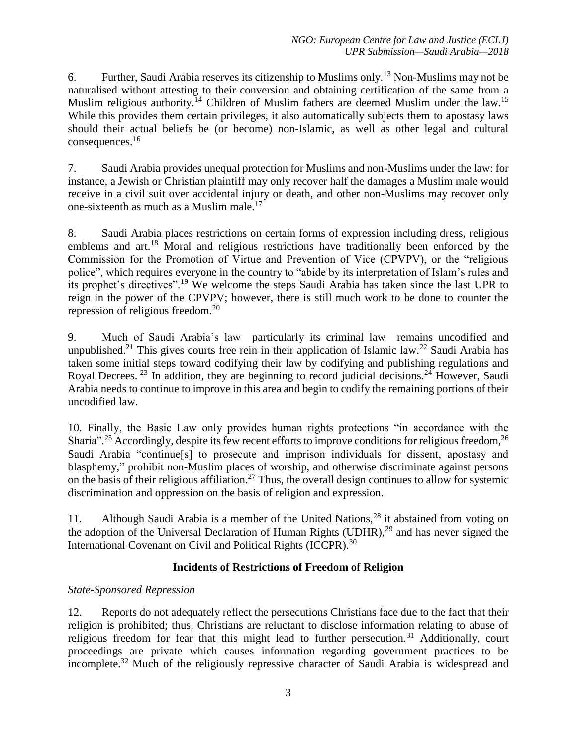6. Further, Saudi Arabia reserves its citizenship to Muslims only.[13] Non-Muslims may not be naturalised without attesting to their conversion and obtaining certification of the same from a Muslim religious authority.[14] Children of Muslim fathers are deemed Muslim under the law.[15] While this provides them certain privileges, it also automatically subjects them to apostasy laws should their actual beliefs be (or become) non-Islamic, as well as other legal and cultural consequences.[16]

7. Saudi Arabia provides unequal protection for Muslims and non-Muslims under the law: for instance, a Jewish or Christian plaintiff may only recover half the damages a Muslim male would receive in a civil suit over accidental injury or death, and other non-Muslims may recover only one-sixteenth as much as a Muslim male.[17]

8. Saudi Arabia places restrictions on certain forms of expression including dress, religious emblems and art.[18] Moral and religious restrictions have traditionally been enforced by the Commission for the Promotion of Virtue and Prevention of Vice (CPVPV), or the "religious police", which requires everyone in the country to "abide by its interpretation of Islam's rules and its prophet's directives".[19] We welcome the steps Saudi Arabia has taken since the last UPR to reign in the power of the CPVPV; however, there is still much work to be done to counter the repression of religious freedom.[20]

9. Much of Saudi Arabia's law—particularly its criminal law—remains uncodified and unpublished.[21] This gives courts free rein in their application of Islamic law.[22] Saudi Arabia has taken some initial steps toward codifying their law by codifying and publishing regulations and Royal Decrees.[23] In addition, they are beginning to record judicial decisions.[24] However, Saudi Arabia needs to continue to improve in this area and begin to codify the remaining portions of their uncodified law.

10. Finally, the Basic Law only provides human rights protections "in accordance with the Sharia".[25] Accordingly, despite its few recent efforts to improve conditions for religious freedom,[26] Saudi Arabia "continue[s] to prosecute and imprison individuals for dissent, apostasy and blasphemy," prohibit non-Muslim places of worship, and otherwise discriminate against persons on the basis of their religious affiliation.[27] Thus, the overall design continues to allow for systemic discrimination and oppression on the basis of religion and expression.

11. Although Saudi Arabia is a member of the United Nations,[28] it abstained from voting on the adoption of the Universal Declaration of Human Rights (UDHR),[29] and has never signed the International Covenant on Civil and Political Rights (ICCPR).[30]

## Incidents of Restrictions of Freedom of Religion

### *State-Sponsored Repression*

12. Reports do not adequately reflect the persecutions Christians face due to the fact that their religion is prohibited; thus, Christians are reluctant to disclose information relating to abuse of religious freedom for fear that this might lead to further persecution.[31] Additionally, court proceedings are private which causes information regarding government practices to be incomplete.[32] Much of the religiously repressive character of Saudi Arabia is widespread and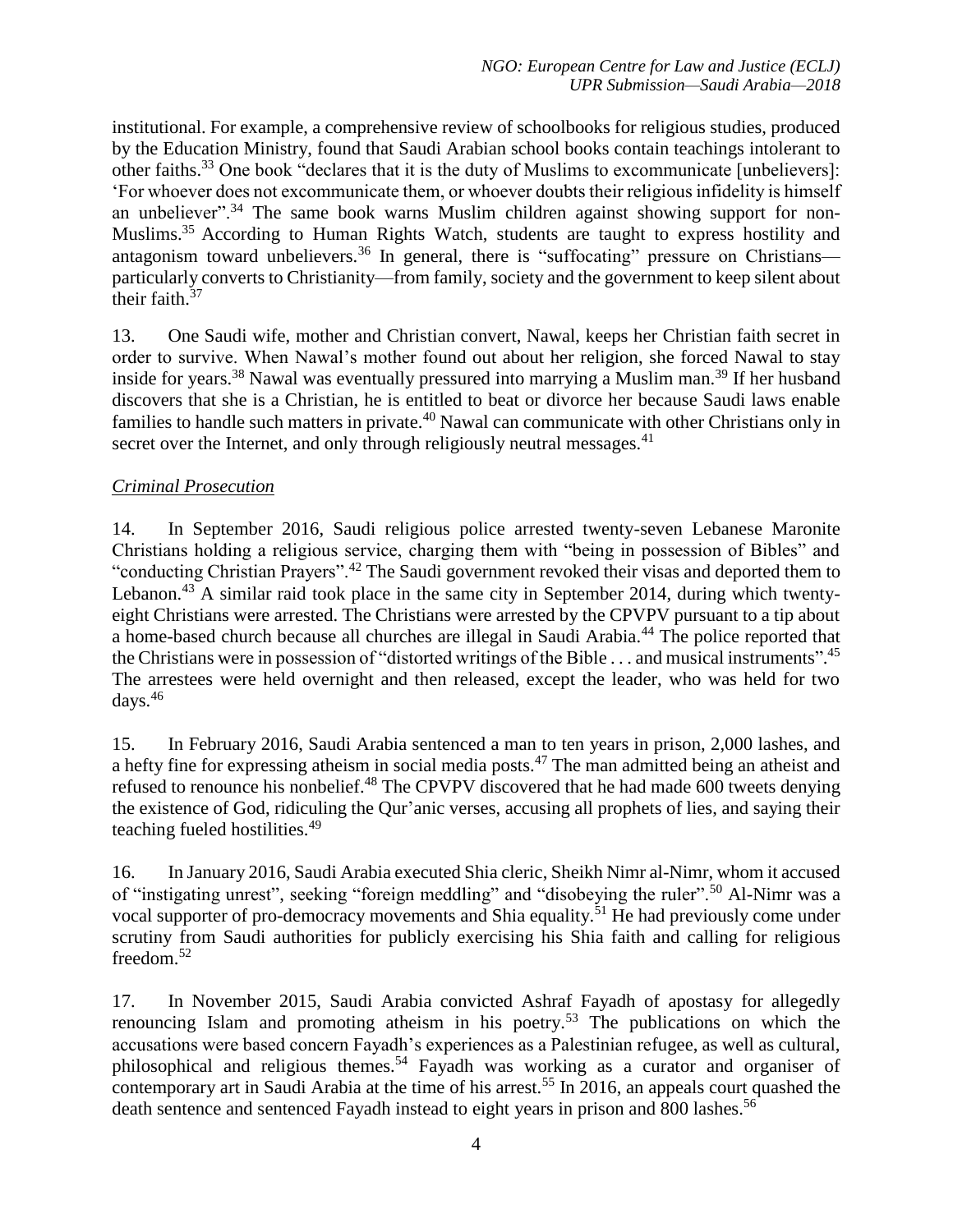institutional. For example, a comprehensive review of schoolbooks for religious studies, produced by the Education Ministry, found that Saudi Arabian school books contain teachings intolerant to other faiths.[33] One book "declares that it is the duty of Muslims to excommunicate [unbelievers]: 'For whoever does not excommunicate them, or whoever doubts their religious infidelity is himself an unbeliever".[34] The same book warns Muslim children against showing support for non-Muslims.[35] According to Human Rights Watch, students are taught to express hostility and antagonism toward unbelievers.[36] In general, there is "suffocating" pressure on Christians—particularly converts to Christianity—from family, society and the government to keep silent about their faith.[37]

13. One Saudi wife, mother and Christian convert, Nawal, keeps her Christian faith secret in order to survive. When Nawal's mother found out about her religion, she forced Nawal to stay inside for years.[38] Nawal was eventually pressured into marrying a Muslim man.[39] If her husband discovers that she is a Christian, he is entitled to beat or divorce her because Saudi laws enable families to handle such matters in private.[40] Nawal can communicate with other Christians only in secret over the Internet, and only through religiously neutral messages.[41]

*Criminal Prosecution*

14. In September 2016, Saudi religious police arrested twenty-seven Lebanese Maronite Christians holding a religious service, charging them with "being in possession of Bibles" and "conducting Christian Prayers".[42] The Saudi government revoked their visas and deported them to Lebanon.[43] A similar raid took place in the same city in September 2014, during which twenty-eight Christians were arrested. The Christians were arrested by the CPVPV pursuant to a tip about a home-based church because all churches are illegal in Saudi Arabia.[44] The police reported that the Christians were in possession of "distorted writings of the Bible . . . and musical instruments".[45] The arrestees were held overnight and then released, except the leader, who was held for two days.[46]

15. In February 2016, Saudi Arabia sentenced a man to ten years in prison, 2,000 lashes, and a hefty fine for expressing atheism in social media posts.[47] The man admitted being an atheist and refused to renounce his nonbelief.[48] The CPVPV discovered that he had made 600 tweets denying the existence of God, ridiculing the Qur'anic verses, accusing all prophets of lies, and saying their teaching fueled hostilities.[49]

16. In January 2016, Saudi Arabia executed Shia cleric, Sheikh Nimr al-Nimr, whom it accused of "instigating unrest", seeking "foreign meddling" and "disobeying the ruler".[50] Al-Nimr was a vocal supporter of pro-democracy movements and Shia equality.[51] He had previously come under scrutiny from Saudi authorities for publicly exercising his Shia faith and calling for religious freedom.[52]

17. In November 2015, Saudi Arabia convicted Ashraf Fayadh of apostasy for allegedly renouncing Islam and promoting atheism in his poetry.[53] The publications on which the accusations were based concern Fayadh's experiences as a Palestinian refugee, as well as cultural, philosophical and religious themes.[54] Fayadh was working as a curator and organiser of contemporary art in Saudi Arabia at the time of his arrest.[55] In 2016, an appeals court quashed the death sentence and sentenced Fayadh instead to eight years in prison and 800 lashes.[56]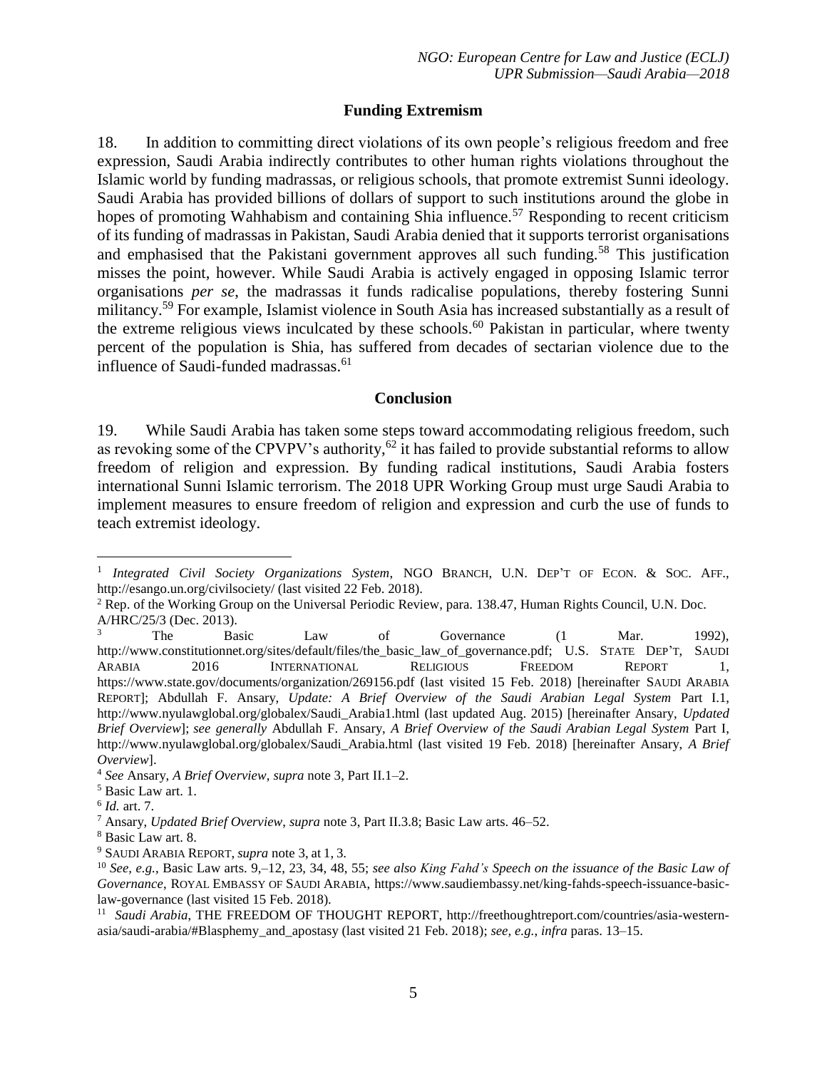## Funding Extremism

18. In addition to committing direct violations of its own people's religious freedom and free expression, Saudi Arabia indirectly contributes to other human rights violations throughout the Islamic world by funding madrassas, or religious schools, that promote extremist Sunni ideology. Saudi Arabia has provided billions of dollars of support to such institutions around the globe in hopes of promoting Wahhabism and containing Shia influence.[57] Responding to recent criticism of its funding of madrassas in Pakistan, Saudi Arabia denied that it supports terrorist organisations and emphasised that the Pakistani government approves all such funding.[58] This justification misses the point, however. While Saudi Arabia is actively engaged in opposing Islamic terror organisations *per se*, the madrassas it funds radicalise populations, thereby fostering Sunni militancy.[59] For example, Islamist violence in South Asia has increased substantially as a result of the extreme religious views inculcated by these schools.[60] Pakistan in particular, where twenty percent of the population is Shia, has suffered from decades of sectarian violence due to the influence of Saudi-funded madrassas.[61]

## Conclusion

19. While Saudi Arabia has taken some steps toward accommodating religious freedom, such as revoking some of the CPVPV's authority,[62] it has failed to provide substantial reforms to allow freedom of religion and expression. By funding radical institutions, Saudi Arabia fosters international Sunni Islamic terrorism. The 2018 UPR Working Group must urge Saudi Arabia to implement measures to ensure freedom of religion and expression and curb the use of funds to teach extremist ideology.

---

[1] *Integrated Civil Society Organizations System*, NGO BRANCH, U.N. DEP'T OF ECON. & SOC. AFF., http://esango.un.org/civilsociety/ (last visited 22 Feb. 2018).

[2] Rep. of the Working Group on the Universal Periodic Review, para. 138.47, Human Rights Council, U.N. Doc. A/HRC/25/3 (Dec. 2013).

[3] The Basic Law of Governance (1 Mar. 1992), http://www.constitutionnet.org/sites/default/files/the_basic_law_of_governance.pdf; U.S. STATE DEP'T, SAUDI ARABIA 2016 INTERNATIONAL RELIGIOUS FREEDOM REPORT 1, https://www.state.gov/documents/organization/269156.pdf (last visited 15 Feb. 2018) [hereinafter SAUDI ARABIA REPORT]; Abdullah F. Ansary, *Update: A Brief Overview of the Saudi Arabian Legal System* Part I.1, http://www.nyulawglobal.org/globalex/Saudi_Arabia1.html (last updated Aug. 2015) [hereinafter Ansary, *Updated Brief Overview*]; *see generally* Abdullah F. Ansary, *A Brief Overview of the Saudi Arabian Legal System* Part I, http://www.nyulawglobal.org/globalex/Saudi_Arabia.html (last visited 19 Feb. 2018) [hereinafter Ansary, *A Brief Overview*].

[4] *See* Ansary, *A Brief Overview*, *supra* note 3, Part II.1–2.

[5] Basic Law art. 1.

[6] *Id.* art. 7.

[7] Ansary, *Updated Brief Overview*, *supra* note 3, Part II.3.8; Basic Law arts. 46–52.

[8] Basic Law art. 8.

[9] SAUDI ARABIA REPORT, *supra* note 3, at 1, 3.

[10] *See, e.g.*, Basic Law arts. 9,–12, 23, 34, 48, 55; *see also King Fahd's Speech on the issuance of the Basic Law of Governance*, ROYAL EMBASSY OF SAUDI ARABIA, https://www.saudiembassy.net/king-fahds-speech-issuance-basic-law-governance (last visited 15 Feb. 2018).

[11] *Saudi Arabia*, THE FREEDOM OF THOUGHT REPORT, http://freethoughtreport.com/countries/asia-western-asia/saudi-arabia/#Blasphemy_and_apostasy (last visited 21 Feb. 2018); *see, e.g.*, *infra* paras. 13–15.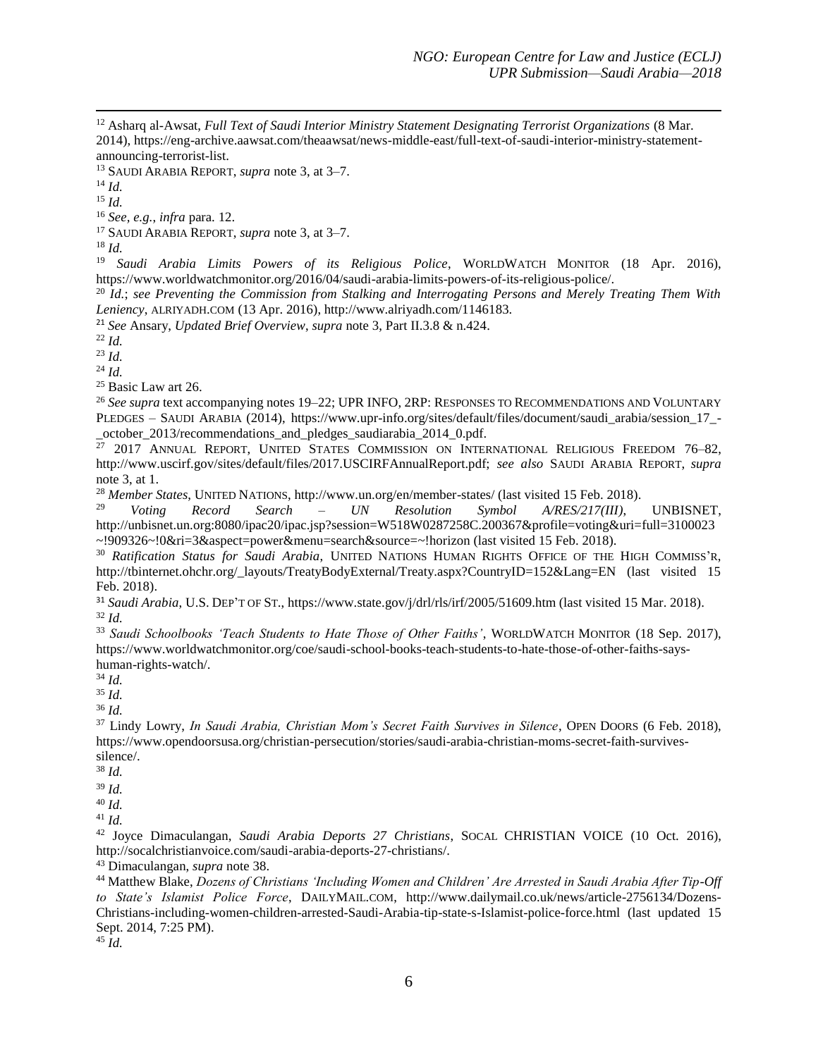[12] Asharq al-Awsat, *Full Text of Saudi Interior Ministry Statement Designating Terrorist Organizations* (8 Mar. 2014), https://eng-archive.aawsat.com/theaawsat/news-middle-east/full-text-of-saudi-interior-ministry-statement-announcing-terrorist-list.

[13] SAUDI ARABIA REPORT, *supra* note 3, at 3–7.

[14] *Id.*

[15] *Id.*

[16] *See, e.g.*, *infra* para. 12.

[17] SAUDI ARABIA REPORT, *supra* note 3, at 3–7.

[18] *Id.*

[19] *Saudi Arabia Limits Powers of its Religious Police*, WORLDWATCH MONITOR (18 Apr. 2016), https://www.worldwatchmonitor.org/2016/04/saudi-arabia-limits-powers-of-its-religious-police/.

[20] *Id.*; *see Preventing the Commission from Stalking and Interrogating Persons and Merely Treating Them With Leniency*, ALRIYADH.COM (13 Apr. 2016), http://www.alriyadh.com/1146183.

[21] *See* Ansary, *Updated Brief Overview*, *supra* note 3, Part II.3.8 & n.424.

[22] *Id.*

[23] *Id.*

[24] *Id.*

[25] Basic Law art 26.

[26] *See supra* text accompanying notes 19–22; UPR INFO, 2RP: RESPONSES TO RECOMMENDATIONS AND VOLUNTARY PLEDGES – SAUDI ARABIA (2014), https://www.upr-info.org/sites/default/files/document/saudi_arabia/session_17_-_october_2013/recommendations_and_pledges_saudiarabia_2014_0.pdf.

[27] 2017 ANNUAL REPORT, UNITED STATES COMMISSION ON INTERNATIONAL RELIGIOUS FREEDOM 76–82, http://www.uscirf.gov/sites/default/files/2017.USCIRFAnnualReport.pdf; *see also* SAUDI ARABIA REPORT, *supra* note 3, at 1.

[28] *Member States*, UNITED NATIONS, http://www.un.org/en/member-states/ (last visited 15 Feb. 2018).

[29] *Voting Record Search – UN Resolution Symbol A/RES/217(III)*, UNBISNET, http://unbisnet.un.org:8080/ipac20/ipac.jsp?session=W518W0287258C.200367&profile=voting&uri=full=3100023~!909326~!0&ri=3&aspect=power&menu=search&source=~!horizon (last visited 15 Feb. 2018).

[30] *Ratification Status for Saudi Arabia*, UNITED NATIONS HUMAN RIGHTS OFFICE OF THE HIGH COMMISS'R, http://tbinternet.ohchr.org/_layouts/TreatyBodyExternal/Treaty.aspx?CountryID=152&Lang=EN (last visited 15 Feb. 2018).

[31] *Saudi Arabia*, U.S. DEP'T OF ST., https://www.state.gov/j/drl/rls/irf/2005/51609.htm (last visited 15 Mar. 2018).

[32] *Id.*

[33] *Saudi Schoolbooks 'Teach Students to Hate Those of Other Faiths'*, WORLDWATCH MONITOR (18 Sep. 2017), https://www.worldwatchmonitor.org/coe/saudi-school-books-teach-students-to-hate-those-of-other-faiths-says-human-rights-watch/.

[34] *Id.*

[35] *Id.*

[36] *Id.*

[37] Lindy Lowry, *In Saudi Arabia, Christian Mom's Secret Faith Survives in Silence*, OPEN DOORS (6 Feb. 2018), https://www.opendoorsusa.org/christian-persecution/stories/saudi-arabia-christian-moms-secret-faith-survives-silence/.

[38] *Id.*

[39] *Id.*

[40] *Id.*

[41] *Id.*

[42] Joyce Dimaculangan, *Saudi Arabia Deports 27 Christians*, SOCAL CHRISTIAN VOICE (10 Oct. 2016), http://socalchristianvoice.com/saudi-arabia-deports-27-christians/.

[43] Dimaculangan, *supra* note 38.

[44] Matthew Blake, *Dozens of Christians 'Including Women and Children' Are Arrested in Saudi Arabia After Tip-Off to State's Islamist Police Force*, DAILYMAIL.COM, http://www.dailymail.co.uk/news/article-2756134/Dozens-Christians-including-women-children-arrested-Saudi-Arabia-tip-state-s-Islamist-police-force.html (last updated 15 Sept. 2014, 7:25 PM).

[45] *Id.*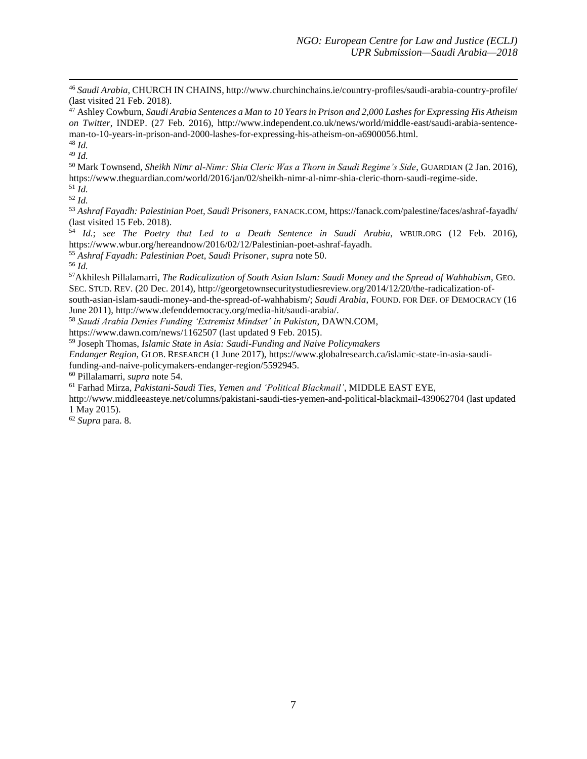[46] *Saudi Arabia*, CHURCH IN CHAINS, http://www.churchinchains.ie/country-profiles/saudi-arabia-country-profile/ (last visited 21 Feb. 2018).

[47] Ashley Cowburn, *Saudi Arabia Sentences a Man to 10 Years in Prison and 2,000 Lashes for Expressing His Atheism on Twitter*, INDEP. (27 Feb. 2016), http://www.independent.co.uk/news/world/middle-east/saudi-arabia-sentence-man-to-10-years-in-prison-and-2000-lashes-for-expressing-his-atheism-on-a6900056.html.

[48] *Id.*

[49] *Id.*

[50] Mark Townsend, *Sheikh Nimr al-Nimr: Shia Cleric Was a Thorn in Saudi Regime's Side*, GUARDIAN (2 Jan. 2016), https://www.theguardian.com/world/2016/jan/02/sheikh-nimr-al-nimr-shia-cleric-thorn-saudi-regime-side.

[51] *Id.*

[52] *Id.*

[53] *Ashraf Fayadh: Palestinian Poet, Saudi Prisoners*, FANACK.COM, https://fanack.com/palestine/faces/ashraf-fayadh/ (last visited 15 Feb. 2018).

[54] *Id.*; *see The Poetry that Led to a Death Sentence in Saudi Arabia*, WBUR.ORG (12 Feb. 2016), https://www.wbur.org/hereandnow/2016/02/12/Palestinian-poet-ashraf-fayadh.

[55] *Ashraf Fayadh: Palestinian Poet, Saudi Prisoner*, *supra* note 50.

[56] *Id.*

[57] Akhilesh Pillalamarri, *The Radicalization of South Asian Islam: Saudi Money and the Spread of Wahhabism*, GEO. SEC. STUD. REV. (20 Dec. 2014), http://georgetownsecuritystudiesreview.org/2014/12/20/the-radicalization-of-south-asian-islam-saudi-money-and-the-spread-of-wahhabism/; *Saudi Arabia*, FOUND. FOR DEF. OF DEMOCRACY (16 June 2011), http://www.defenddemocracy.org/media-hit/saudi-arabia/.

[58] *Saudi Arabia Denies Funding 'Extremist Mindset' in Pakistan*, DAWN.COM, https://www.dawn.com/news/1162507 (last updated 9 Feb. 2015).

[59] Joseph Thomas, *Islamic State in Asia: Saudi-Funding and Naive Policymakers Endanger Region*, GLOB. RESEARCH (1 June 2017), https://www.globalresearch.ca/islamic-state-in-asia-saudi-funding-and-naive-policymakers-endanger-region/5592945.

[60] Pillalamarri, *supra* note 54.

[61] Farhad Mirza, *Pakistani-Saudi Ties, Yemen and 'Political Blackmail'*, MIDDLE EAST EYE, http://www.middleeasteye.net/columns/pakistani-saudi-ties-yemen-and-political-blackmail-439062704 (last updated 1 May 2015).

[62] *Supra* para. 8.